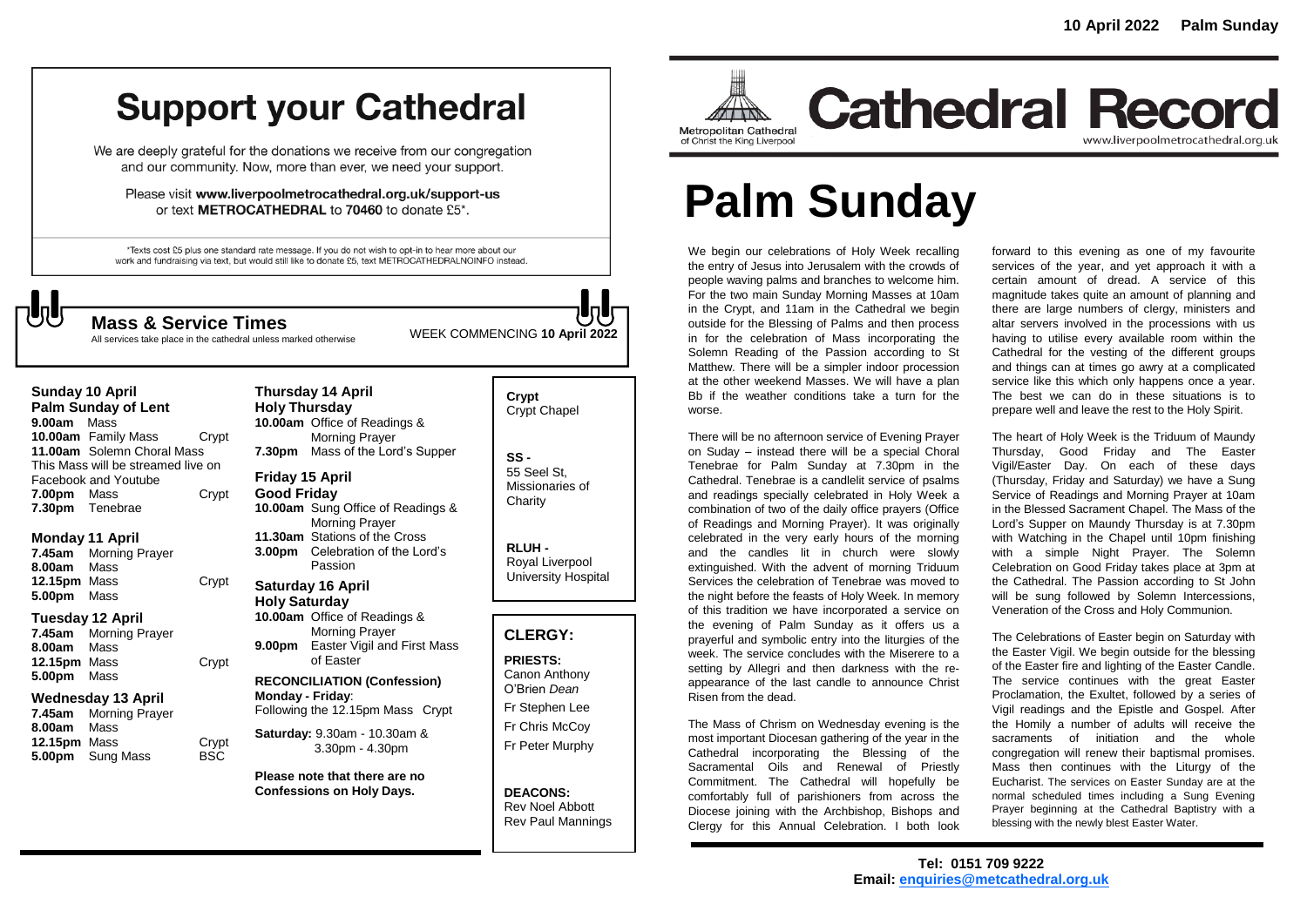# Support your Cathedral

We are deeply grateful for the donations we receive from our congregation and our community. Now, more than ever, we need your support.

Please visit **www.liverpoolmetrocathedral.org.uk/support-us** or text **METROCATHEDRAL** to **70460** to donate £5*.

*Texts cost £5 plus one standard rate message. If you do not wish to opt-in to hear more about our work and fundraising via text, but would still like to donate £5, text METROCATHEDRALNOINFO instead.

## Mass & Service Times

All services take place in the cathedral unless marked otherwise

WEEK COMMENCING **10 April 2022**

**Sunday 10 April**
**Palm Sunday of Lent**
**9.00am** Mass
**10.00am** Family Mass — Crypt
**11.00am** Solemn Choral Mass
This Mass will be streamed live on Facebook and Youtube
**7.00pm** Mass — Crypt
**7.30pm** Tenebrae

**Monday 11 April**
**7.45am** Morning Prayer
**8.00am** Mass
**12.15pm** Mass — Crypt
**5.00pm** Mass

**Tuesday 12 April**
**7.45am** Morning Prayer
**8.00am** Mass
**12.15pm** Mass — Crypt
**5.00pm** Mass

**Wednesday 13 April**
**7.45am** Morning Prayer
**8.00am** Mass
**12.15pm** Mass — Crypt
**5.00pm** Sung Mass — BSC

**Thursday 14 April**
**Holy Thursday**
**10.00am** Office of Readings & Morning Prayer
**7.30pm** Mass of the Lord's Supper

**Friday 15 April**
**Good Friday**
**10.00am** Sung Office of Readings & Morning Prayer
**11.30am** Stations of the Cross
**3.00pm** Celebration of the Lord's Passion

**Saturday 16 April**
**Holy Saturday**
**10.00am** Office of Readings & Morning Prayer
**9.00pm** Easter Vigil and First Mass of Easter

**RECONCILIATION (Confession)**
**Monday - Friday**: Following the 12.15pm Mass Crypt

**Saturday:** 9.30am - 10.30am & 3.30pm - 4.30pm

**Please note that there are no Confessions on Holy Days.**

**Crypt** Crypt Chapel

**SS -** 55 Seel St, Missionaries of Charity

**RLUH -** Royal Liverpool University Hospital

## CLERGY:

**PRIESTS:**
Canon Anthony O'Brien *Dean*
Fr Stephen Lee
Fr Chris McCoy
Fr Peter Murphy

**DEACONS:**
Rev Noel Abbott
Rev Paul Mannings

**10 April 2022 Palm Sunday**

Metropolitan Cathedral of Christ the King Liverpool

# Cathedral Record

www.liverpoolmetrocathedral.org.uk

# Palm Sunday

We begin our celebrations of Holy Week recalling the entry of Jesus into Jerusalem with the crowds of people waving palms and branches to welcome him. For the two main Sunday Morning Masses at 10am in the Crypt, and 11am in the Cathedral we begin outside for the Blessing of Palms and then process in for the celebration of Mass incorporating the Solemn Reading of the Passion according to St Matthew. There will be a simpler indoor procession at the other weekend Masses. We will have a plan Bb if the weather conditions take a turn for the worse.

There will be no afternoon service of Evening Prayer on Suday – instead there will be a special Choral Tenebrae for Palm Sunday at 7.30pm in the Cathedral. Tenebrae is a candlelit service of psalms and readings specially celebrated in Holy Week a combination of two of the daily office prayers (Office of Readings and Morning Prayer). It was originally celebrated in the very early hours of the morning and the candles lit in church were slowly extinguished. With the advent of morning Triduum Services the celebration of Tenebrae was moved to the night before the feasts of Holy Week. In memory of this tradition we have incorporated a service on the evening of Palm Sunday as it offers us a prayerful and symbolic entry into the liturgies of the week. The service concludes with the Miserere to a setting by Allegri and then darkness with the re-appearance of the last candle to announce Christ Risen from the dead.

The Mass of Chrism on Wednesday evening is the most important Diocesan gathering of the year in the Cathedral incorporating the Blessing of the Sacramental Oils and Renewal of Priestly Commitment. The Cathedral will hopefully be comfortably full of parishioners from across the Diocese joining with the Archbishop, Bishops and Clergy for this Annual Celebration. I both look forward to this evening as one of my favourite services of the year, and yet approach it with a certain amount of dread. A service of this magnitude takes quite an amount of planning and there are large numbers of clergy, ministers and altar servers involved in the processions with us having to utilise every available room within the Cathedral for the vesting of the different groups and things can at times go awry at a complicated service like this which only happens once a year. The best we can do in these situations is to prepare well and leave the rest to the Holy Spirit.

The heart of Holy Week is the Triduum of Maundy Thursday, Good Friday and The Easter Vigil/Easter Day. On each of these days (Thursday, Friday and Saturday) we have a Sung Service of Readings and Morning Prayer at 10am in the Blessed Sacrament Chapel. The Mass of the Lord's Supper on Maundy Thursday is at 7.30pm with Watching in the Chapel until 10pm finishing with a simple Night Prayer. The Solemn Celebration on Good Friday takes place at 3pm at the Cathedral. The Passion according to St John will be sung followed by Solemn Intercessions, Veneration of the Cross and Holy Communion.

The Celebrations of Easter begin on Saturday with the Easter Vigil. We begin outside for the blessing of the Easter fire and lighting of the Easter Candle. The service continues with the great Easter Proclamation, the Exultet, followed by a series of Vigil readings and the Epistle and Gospel. After the Homily a number of adults will receive the sacraments of initiation and the whole congregation will renew their baptismal promises. Mass then continues with the Liturgy of the Eucharist. The services on Easter Sunday are at the normal scheduled times including a Sung Evening Prayer beginning at the Cathedral Baptistry with a blessing with the newly blest Easter Water.

**Tel: 0151 709 9222**
**Email: enquiries@metcathedral.org.uk**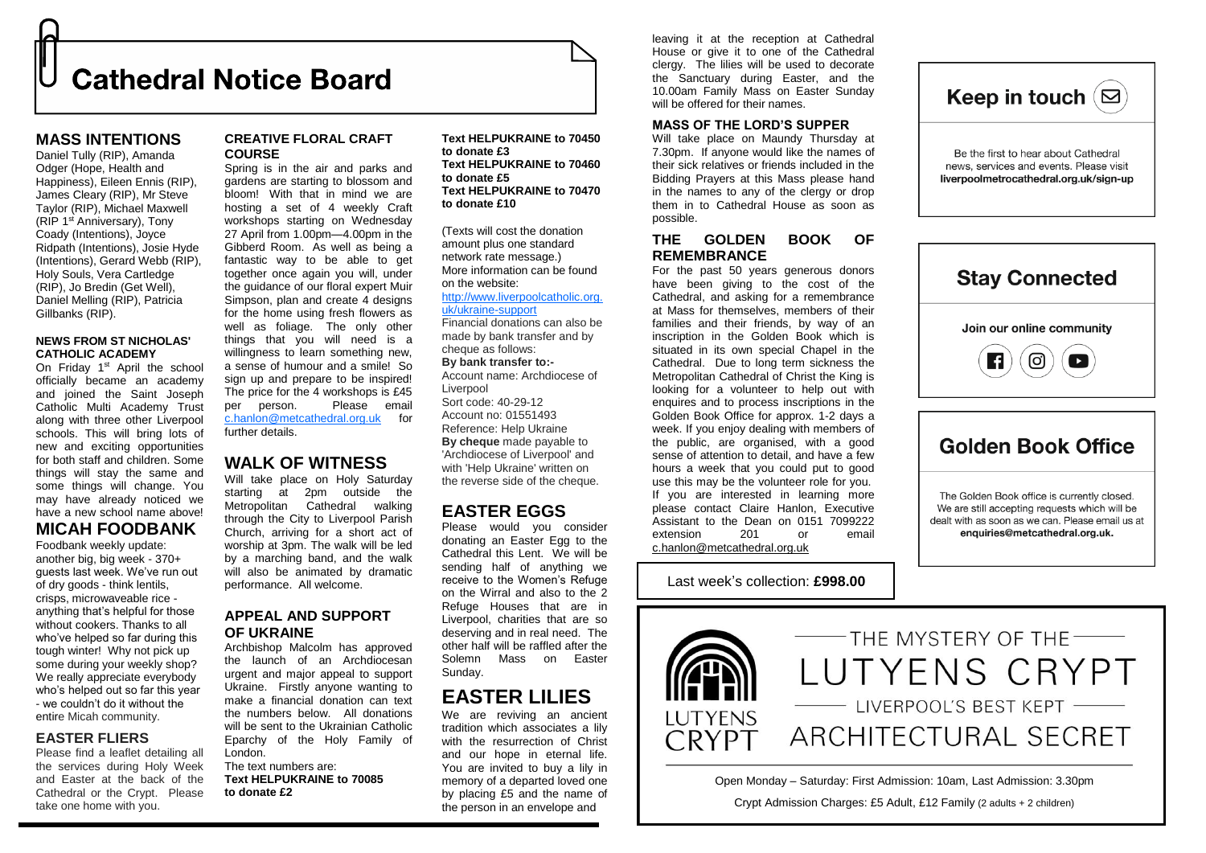# Cathedral Notice Board

## MASS INTENTIONS

Daniel Tully (RIP), Amanda Odger (Hope, Health and Happiness), Eileen Ennis (RIP), James Cleary (RIP), Mr Steve Taylor (RIP), Michael Maxwell (RIP 1st Anniversary), Tony Coady (Intentions), Joyce Ridpath (Intentions), Josie Hyde (Intentions), Gerard Webb (RIP), Holy Souls, Vera Cartledge (RIP), Jo Bredin (Get Well), Daniel Melling (RIP), Patricia Gillbanks (RIP).

#### NEWS FROM ST NICHOLAS' CATHOLIC ACADEMY

On Friday 1st April the school officially became an academy and joined the Saint Joseph Catholic Multi Academy Trust along with three other Liverpool schools. This will bring lots of new and exciting opportunities for both staff and children. Some things will stay the same and some things will change. You may have already noticed we have a new school name above!

## MICAH FOODBANK

Foodbank weekly update: another big, big week - 370+ guests last week. We've run out of dry goods - think lentils, crisps, microwaveable rice - anything that's helpful for those without cookers. Thanks to all who've helped so far during this tough winter! Why not pick up some during your weekly shop? We really appreciate everybody who's helped out so far this year - we couldn't do it without the entire Micah community.

### EASTER FLIERS

Please find a leaflet detailing all the services during Holy Week and Easter at the back of the Cathedral or the Crypt. Please take one home with you.

### CREATIVE FLORAL CRAFT COURSE

Spring is in the air and parks and gardens are starting to blossom and bloom! With that in mind we are hosting a set of 4 weekly Craft workshops starting on Wednesday 27 April from 1.00pm—4.00pm in the Gibberd Room. As well as being a fantastic way to be able to get together once again you will, under the guidance of our floral expert Muir Simpson, plan and create 4 designs for the home using fresh flowers as well as foliage. The only other things that you will need is a willingness to learn something new, a sense of humour and a smile! So sign up and prepare to be inspired! The price for the 4 workshops is £45 per person. Please email c.hanlon@metcathedral.org.uk for further details.

## WALK OF WITNESS

Will take place on Holy Saturday starting at 2pm outside the Metropolitan Cathedral walking through the City to Liverpool Parish Church, arriving for a short act of worship at 3pm. The walk will be led by a marching band, and the walk will also be animated by dramatic performance. All welcome.

### APPEAL AND SUPPORT OF UKRAINE

Archbishop Malcolm has approved the launch of an Archdiocesan urgent and major appeal to support Ukraine. Firstly anyone wanting to make a financial donation can text the numbers below. All donations will be sent to the Ukrainian Catholic Eparchy of the Holy Family of London.

The text numbers are:

**Text HELPUKRAINE to 70085 to donate £2**
**Text HELPUKRAINE to 70450 to donate £3**
**Text HELPUKRAINE to 70460 to donate £5**
**Text HELPUKRAINE to 70470 to donate £10**

(Texts will cost the donation amount plus one standard network rate message.)
More information can be found on the website:
http://www.liverpoolcatholic.org.uk/ukraine-support

Financial donations can also be made by bank transfer and by cheque as follows:

**By bank transfer to:-**
Account name: Archdiocese of Liverpool
Sort code: 40-29-12
Account no: 01551493
Reference: Help Ukraine

**By cheque** made payable to 'Archdiocese of Liverpool' and with 'Help Ukraine' written on the reverse side of the cheque.

## EASTER EGGS

Please would you consider donating an Easter Egg to the Cathedral this Lent. We will be sending half of anything we receive to the Women's Refuge on the Wirral and also to the 2 Refuge Houses that are in Liverpool, charities that are so deserving and in real need. The other half will be raffled after the Solemn Mass on Easter Sunday.

## EASTER LILIES

We are reviving an ancient tradition which associates a lily with the resurrection of Christ and our hope in eternal life. You are invited to buy a lily in memory of a departed loved one by placing £5 and the name of the person in an envelope and leaving it at the reception at Cathedral House or give it to one of the Cathedral clergy. The lilies will be used to decorate the Sanctuary during Easter, and the 10.00am Family Mass on Easter Sunday will be offered for their names.

### MASS OF THE LORD'S SUPPER

Will take place on Maundy Thursday at 7.30pm. If anyone would like the names of their sick relatives or friends included in the Bidding Prayers at this Mass please hand in the names to any of the clergy or drop them in to Cathedral House as soon as possible.

### THE GOLDEN BOOK OF REMEMBRANCE

For the past 50 years generous donors have been giving to the cost of the Cathedral, and asking for a remembrance at Mass for themselves, members of their families and their friends, by way of an inscription in the Golden Book which is situated in its own special Chapel in the Cathedral. Due to long term sickness the Metropolitan Cathedral of Christ the King is looking for a volunteer to help out with enquires and to process inscriptions in the Golden Book Office for approx. 1-2 days a week. If you enjoy dealing with members of the public, are organised, with a good sense of attention to detail, and have a few hours a week that you could put to good use this may be the volunteer role for you. If you are interested in learning more please contact Claire Hanlon, Executive Assistant to the Dean on 0151 7099222 extension 201 or email c.hanlon@metcathedral.org.uk

Last week's collection: **£998.00**

## Keep in touch

Be the first to hear about Cathedral news, services and events. Please visit **liverpoolmetrocathedral.org.uk/sign-up**

## Stay Connected

Join our online community

## Golden Book Office

The Golden Book office is currently closed. We are still accepting requests which will be dealt with as soon as we can. Please email us at **enquiries@metcathedral.org.uk.**

THE MYSTERY OF THE LUTYENS CRYPT — LIVERPOOL'S BEST KEPT ARCHITECTURAL SECRET

LUTYENS CRYPT

Open Monday – Saturday: First Admission: 10am, Last Admission: 3.30pm

Crypt Admission Charges: £5 Adult, £12 Family (2 adults + 2 children)